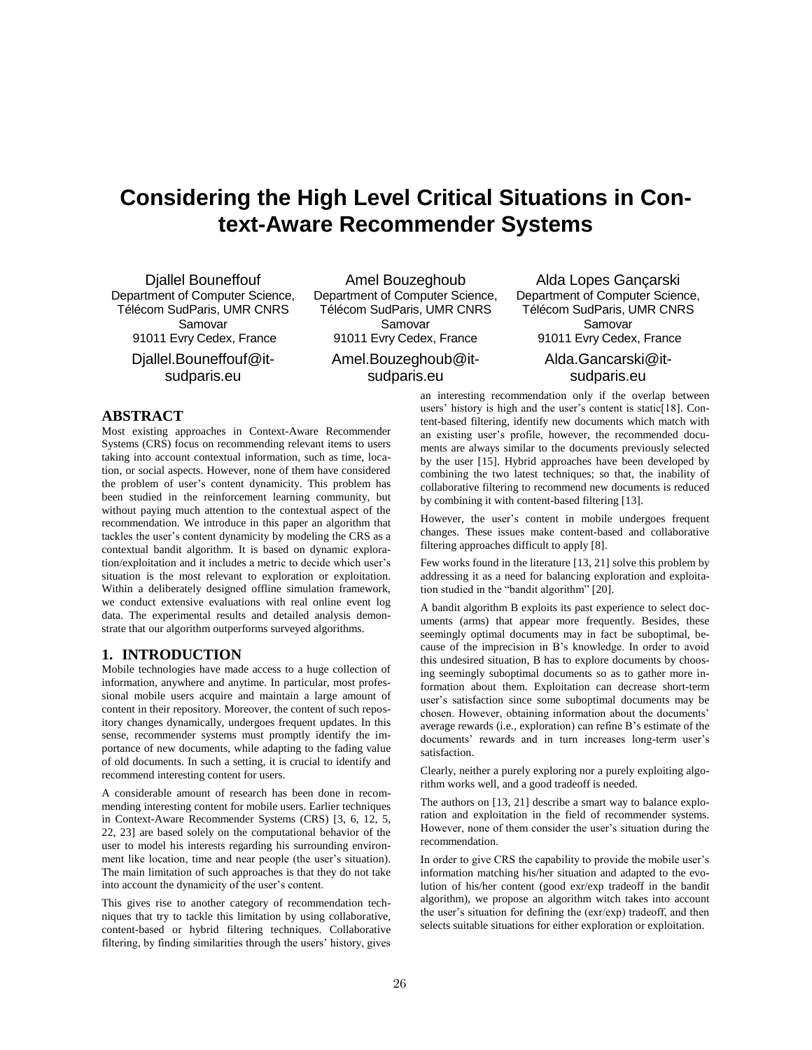# Considering the High Level Critical Situations in Context-Aware Recommender Systems

Djallel Bouneffouf
Department of Computer Science, Télécom SudParis, UMR CNRS Samovar
91011 Evry Cedex, France
Djallel.Bouneffouf@it-sudparis.eu

Amel Bouzeghoub
Department of Computer Science, Télécom SudParis, UMR CNRS Samovar
91011 Evry Cedex, France
Amel.Bouzeghoub@it-sudparis.eu

Alda Lopes Gançarski
Department of Computer Science, Télécom SudParis, UMR CNRS Samovar
91011 Evry Cedex, France
Alda.Gancarski@it-sudparis.eu

## ABSTRACT

Most existing approaches in Context-Aware Recommender Systems (CRS) focus on recommending relevant items to users taking into account contextual information, such as time, location, or social aspects. However, none of them have considered the problem of user's content dynamicity. This problem has been studied in the reinforcement learning community, but without paying much attention to the contextual aspect of the recommendation. We introduce in this paper an algorithm that tackles the user's content dynamicity by modeling the CRS as a contextual bandit algorithm. It is based on dynamic exploration/exploitation and it includes a metric to decide which user's situation is the most relevant to exploration or exploitation. Within a deliberately designed offline simulation framework, we conduct extensive evaluations with real online event log data. The experimental results and detailed analysis demonstrate that our algorithm outperforms surveyed algorithms.

## 1. INTRODUCTION

Mobile technologies have made access to a huge collection of information, anywhere and anytime. In particular, most professional mobile users acquire and maintain a large amount of content in their repository. Moreover, the content of such repository changes dynamically, undergoes frequent updates. In this sense, recommender systems must promptly identify the importance of new documents, while adapting to the fading value of old documents. In such a setting, it is crucial to identify and recommend interesting content for users.

A considerable amount of research has been done in recommending interesting content for mobile users. Earlier techniques in Context-Aware Recommender Systems (CRS) [3, 6, 12, 5, 22, 23] are based solely on the computational behavior of the user to model his interests regarding his surrounding environment like location, time and near people (the user's situation). The main limitation of such approaches is that they do not take into account the dynamicity of the user's content.

This gives rise to another category of recommendation techniques that try to tackle this limitation by using collaborative, content-based or hybrid filtering techniques. Collaborative filtering, by finding similarities through the users' history, gives an interesting recommendation only if the overlap between users' history is high and the user's content is static[18]. Content-based filtering, identify new documents which match with an existing user's profile, however, the recommended documents are always similar to the documents previously selected by the user [15]. Hybrid approaches have been developed by combining the two latest techniques; so that, the inability of collaborative filtering to recommend new documents is reduced by combining it with content-based filtering [13].

However, the user's content in mobile undergoes frequent changes. These issues make content-based and collaborative filtering approaches difficult to apply [8].

Few works found in the literature [13, 21] solve this problem by addressing it as a need for balancing exploration and exploitation studied in the "bandit algorithm" [20].

A bandit algorithm B exploits its past experience to select documents (arms) that appear more frequently. Besides, these seemingly optimal documents may in fact be suboptimal, because of the imprecision in B's knowledge. In order to avoid this undesired situation, B has to explore documents by choosing seemingly suboptimal documents so as to gather more information about them. Exploitation can decrease short-term user's satisfaction since some suboptimal documents may be chosen. However, obtaining information about the documents' average rewards (i.e., exploration) can refine B's estimate of the documents' rewards and in turn increases long-term user's satisfaction.

Clearly, neither a purely exploring nor a purely exploiting algorithm works well, and a good tradeoff is needed.

The authors on [13, 21] describe a smart way to balance exploration and exploitation in the field of recommender systems. However, none of them consider the user's situation during the recommendation.

In order to give CRS the capability to provide the mobile user's information matching his/her situation and adapted to the evolution of his/her content (good exr/exp tradeoff in the bandit algorithm), we propose an algorithm witch takes into account the user's situation for defining the (exr/exp) tradeoff, and then selects suitable situations for either exploration or exploitation.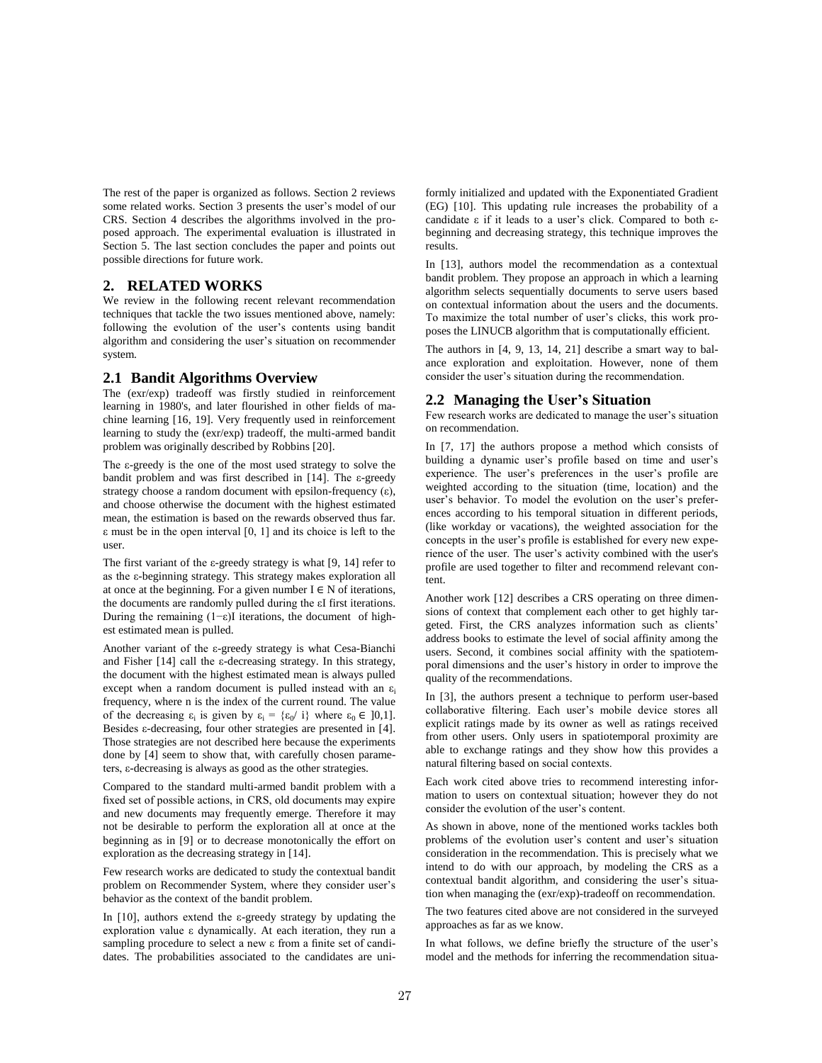The rest of the paper is organized as follows. Section 2 reviews some related works. Section 3 presents the user's model of our CRS. Section 4 describes the algorithms involved in the proposed approach. The experimental evaluation is illustrated in Section 5. The last section concludes the paper and points out possible directions for future work.

## 2. RELATED WORKS

We review in the following recent relevant recommendation techniques that tackle the two issues mentioned above, namely: following the evolution of the user's contents using bandit algorithm and considering the user's situation on recommender system.

### 2.1 Bandit Algorithms Overview

The (exr/exp) tradeoff was firstly studied in reinforcement learning in 1980's, and later flourished in other fields of machine learning [16, 19]. Very frequently used in reinforcement learning to study the (exr/exp) tradeoff, the multi-armed bandit problem was originally described by Robbins [20].

The ε-greedy is the one of the most used strategy to solve the bandit problem and was first described in [14]. The ε-greedy strategy choose a random document with epsilon-frequency (ε), and choose otherwise the document with the highest estimated mean, the estimation is based on the rewards observed thus far. ε must be in the open interval [0, 1] and its choice is left to the user.

The first variant of the ε-greedy strategy is what [9, 14] refer to as the ε-beginning strategy. This strategy makes exploration all at once at the beginning. For a given number $I \in N$ of iterations, the documents are randomly pulled during the εI first iterations. During the remaining $(1-\varepsilon)I$ iterations, the document of highest estimated mean is pulled.

Another variant of the ε-greedy strategy is what Cesa-Bianchi and Fisher [14] call the ε-decreasing strategy. In this strategy, the document with the highest estimated mean is always pulled except when a random document is pulled instead with an $\varepsilon_i$ frequency, where n is the index of the current round. The value of the decreasing $\varepsilon_i$ is given by $\varepsilon_i = \{\varepsilon_0/ i\}$ where $\varepsilon_0 \in ]0,1]$. Besides ε-decreasing, four other strategies are presented in [4]. Those strategies are not described here because the experiments done by [4] seem to show that, with carefully chosen parameters, ε-decreasing is always as good as the other strategies.

Compared to the standard multi-armed bandit problem with a fixed set of possible actions, in CRS, old documents may expire and new documents may frequently emerge. Therefore it may not be desirable to perform the exploration all at once at the beginning as in [9] or to decrease monotonically the effort on exploration as the decreasing strategy in [14].

Few research works are dedicated to study the contextual bandit problem on Recommender System, where they consider user's behavior as the context of the bandit problem.

In [10], authors extend the ε-greedy strategy by updating the exploration value ε dynamically. At each iteration, they run a sampling procedure to select a new ε from a finite set of candidates. The probabilities associated to the candidates are uniformly initialized and updated with the Exponentiated Gradient (EG) [10]. This updating rule increases the probability of a candidate ε if it leads to a user's click. Compared to both ε-beginning and decreasing strategy, this technique improves the results.

In [13], authors model the recommendation as a contextual bandit problem. They propose an approach in which a learning algorithm selects sequentially documents to serve users based on contextual information about the users and the documents. To maximize the total number of user's clicks, this work proposes the LINUCB algorithm that is computationally efficient.

The authors in [4, 9, 13, 14, 21] describe a smart way to balance exploration and exploitation. However, none of them consider the user's situation during the recommendation.

### 2.2 Managing the User's Situation

Few research works are dedicated to manage the user's situation on recommendation.

In [7, 17] the authors propose a method which consists of building a dynamic user's profile based on time and user's experience. The user's preferences in the user's profile are weighted according to the situation (time, location) and the user's behavior. To model the evolution on the user's preferences according to his temporal situation in different periods, (like workday or vacations), the weighted association for the concepts in the user's profile is established for every new experience of the user. The user's activity combined with the user's profile are used together to filter and recommend relevant content.

Another work [12] describes a CRS operating on three dimensions of context that complement each other to get highly targeted. First, the CRS analyzes information such as clients' address books to estimate the level of social affinity among the users. Second, it combines social affinity with the spatiotemporal dimensions and the user's history in order to improve the quality of the recommendations.

In [3], the authors present a technique to perform user-based collaborative filtering. Each user's mobile device stores all explicit ratings made by its owner as well as ratings received from other users. Only users in spatiotemporal proximity are able to exchange ratings and they show how this provides a natural filtering based on social contexts.

Each work cited above tries to recommend interesting information to users on contextual situation; however they do not consider the evolution of the user's content.

As shown in above, none of the mentioned works tackles both problems of the evolution user's content and user's situation consideration in the recommendation. This is precisely what we intend to do with our approach, by modeling the CRS as a contextual bandit algorithm, and considering the user's situation when managing the (exr/exp)-tradeoff on recommendation.

The two features cited above are not considered in the surveyed approaches as far as we know.

In what follows, we define briefly the structure of the user's model and the methods for inferring the recommendation situa-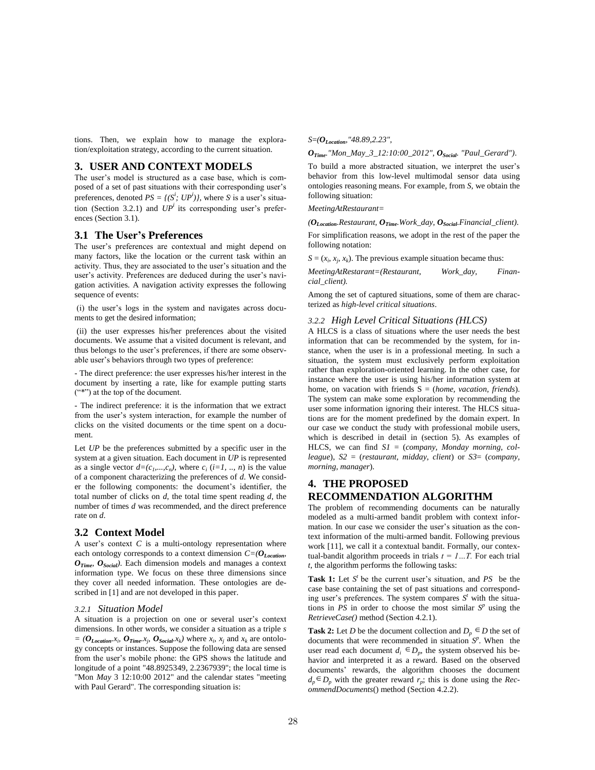tions. Then, we explain how to manage the exploration/exploitation strategy, according to the current situation.

## 3. USER AND CONTEXT MODELS

The user's model is structured as a case base, which is composed of a set of past situations with their corresponding user's preferences, denoted $PS = \{(S^i; UP^i)\}$, where $S^i$ is a user's situation (Section 3.2.1) and $UP^i$ its corresponding user's preferences (Section 3.1).

### 3.1 The User's Preferences

The user's preferences are contextual and might depend on many factors, like the location or the current task within an activity. Thus, they are associated to the user's situation and the user's activity. Preferences are deduced during the user's navigation activities. A navigation activity expresses the following sequence of events:

(i) the user's logs in the system and navigates across documents to get the desired information;

(ii) the user expresses his/her preferences about the visited documents. We assume that a visited document is relevant, and thus belongs to the user's preferences, if there are some observable user's behaviors through two types of preference:

- The direct preference: the user expresses his/her interest in the document by inserting a rate, like for example putting starts ("*") at the top of the document.

- The indirect preference: it is the information that we extract from the user's system interaction, for example the number of clicks on the visited documents or the time spent on a document.

Let *UP* be the preferences submitted by a specific user in the system at a given situation. Each document in *UP* is represented as a single vector $d=(c_1,...,c_n)$, where $c_i$ $(i=1, .., n)$ is the value of a component characterizing the preferences of *d*. We consider the following components: the document's identifier, the total number of clicks on *d*, the total time spent reading *d*, the number of times *d* was recommended, and the direct preference rate on *d*.

### 3.2 Context Model

A user's context *C* is a multi-ontology representation where each ontology corresponds to a context dimension $C=(O_{Location}, O_{Time}, O_{Social})$. Each dimension models and manages a context information type. We focus on these three dimensions since they cover all needed information. These ontologies are described in [1] and are not developed in this paper.

#### *3.2.1 Situation Model*

A situation is a projection on one or several user's context dimensions. In other words, we consider a situation as a triple $s = (O_{Location}.x_i, O_{Time}.x_j, O_{Social}.x_k)$ where $x_i$, $x_j$ and $x_k$ are ontology concepts or instances. Suppose the following data are sensed from the user's mobile phone: the GPS shows the latitude and longitude of a point "48.8925349, 2.2367939"; the local time is "Mon *May* 3 12:10:00 2012" and the calendar states "meeting with Paul Gerard". The corresponding situation is:

*S=($O_{Location}$,"48.89,2.23",*

*$O_{Time}$."Mon_May_3_12:10:00_2012", $O_{Social}$. "Paul_Gerard").*

To build a more abstracted situation, we interpret the user's behavior from this low-level multimodal sensor data using ontologies reasoning means. For example, from *S*, we obtain the following situation:

*MeetingAtRestaurant=*

*($O_{Location}$.Restaurant, $O_{Time}$.Work_day, $O_{Social}$.Financial_client).*

For simplification reasons, we adopt in the rest of the paper the following notation:

$S = (x_i, x_j, x_k)$. The previous example situation became thus:

*MeetingAtRestarant=(Restaurant, Work_day, Financial_client).*

Among the set of captured situations, some of them are characterized as *high-level critical situations*.

#### *3.2.2 High Level Critical Situations (HLCS)*

A HLCS is a class of situations where the user needs the best information that can be recommended by the system, for instance, when the user is in a professional meeting. In such a situation, the system must exclusively perform exploitation rather than exploration-oriented learning. In the other case, for instance where the user is using his/her information system at home, on vacation with friends S = (*home, vacation, friends*). The system can make some exploration by recommending the user some information ignoring their interest. The HLCS situations are for the moment predefined by the domain expert. In our case we conduct the study with professional mobile users, which is described in detail in (section 5). As examples of HLCS, we can find *S1* = (*company, Monday morning, colleague*), *S2* = (*restaurant, midday, client*) or *S3*= (*company, morning, manager*).

## 4. THE PROPOSED RECOMMENDATION ALGORITHM

The problem of recommending documents can be naturally modeled as a multi-armed bandit problem with context information. In our case we consider the user's situation as the context information of the multi-armed bandit. Following previous work [11], we call it a contextual bandit. Formally, our contextual-bandit algorithm proceeds in trials $t = 1…T$. For each trial *t*, the algorithm performs the following tasks:

**Task 1:** Let $S^t$ be the current user's situation, and *PS* be the case base containing the set of past situations and corresponding user's preferences. The system compares $S^t$ with the situations in *PS* in order to choose the most similar $S^p$ using the *RetrieveCase()* method (Section 4.2.1).

**Task 2:** Let *D* be the document collection and $D_p \in D$ the set of documents that were recommended in situation $S^p$. When the user read each document $d_i \in D_p$, the system observed his behavior and interpreted it as a reward. Based on the observed documents' rewards, the algorithm chooses the document $d_p \in D_p$ with the greater reward $r_p$; this is done using the *RecommendDocuments*() method (Section 4.2.2).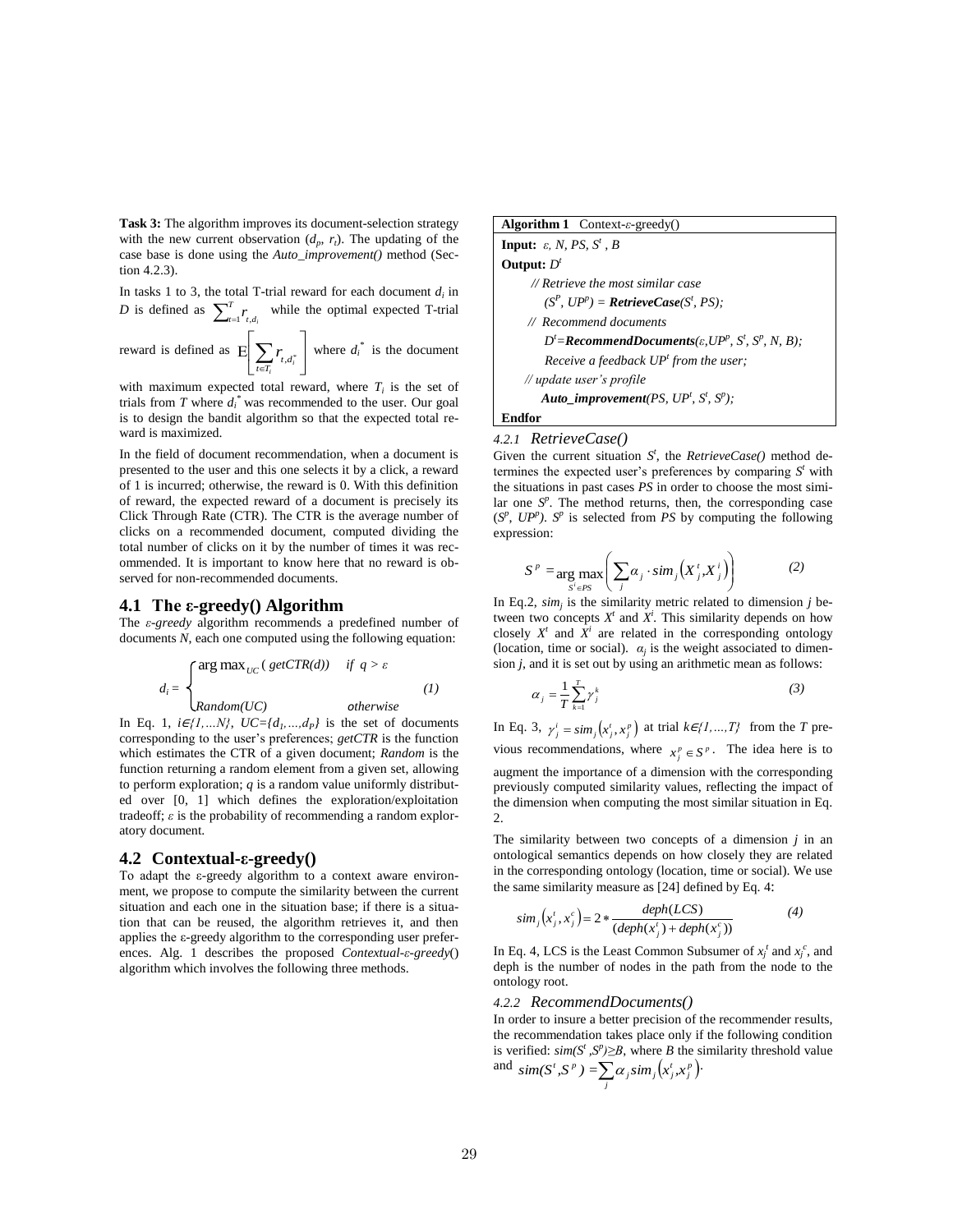**Task 3:** The algorithm improves its document-selection strategy with the new current observation ($d_p$, $r_t$). The updating of the case base is done using the *Auto_improvement()* method (Section 4.2.3).

In tasks 1 to 3, the total T-trial reward for each document $d_i$ in $D$ is defined as $\sum_{t=1}^{T} r_{t,d_i}$ while the optimal expected T-trial reward is defined as $\mathrm{E}\left[\sum_{t \in T_i} r_{t,d_i^*}\right]$ where $d_i^*$ is the document with maximum expected total reward, where $T_i$ is the set of trials from $T$ where $d_i^*$ was recommended to the user. Our goal is to design the bandit algorithm so that the expected total reward is maximized.

In the field of document recommendation, when a document is presented to the user and this one selects it by a click, a reward of 1 is incurred; otherwise, the reward is 0. With this definition of reward, the expected reward of a document is precisely its Click Through Rate (CTR). The CTR is the average number of clicks on a recommended document, computed dividing the total number of clicks on it by the number of times it was recommended. It is important to know here that no reward is observed for non-recommended documents.

## 4.1 The ε-greedy() Algorithm

The *ε-greedy* algorithm recommends a predefined number of documents $N$, each one computed using the following equation:

$$d_i = \begin{cases} \arg\max_{UC}(\mathit{getCTR(d)}) & \text{if } q > \varepsilon \\ \mathit{Random(UC)} & \text{otherwise} \end{cases} \qquad (1)$$

In Eq. 1, $i \in \{1,\ldots N\}$, $UC=\{d_1,\ldots,d_P\}$ is the set of documents corresponding to the user's preferences; *getCTR* is the function which estimates the CTR of a given document; *Random* is the function returning a random element from a given set, allowing to perform exploration; $q$ is a random value uniformly distributed over [0, 1] which defines the exploration/exploitation tradeoff; $\varepsilon$ is the probability of recommending a random exploratory document.

## 4.2 Contextual-ε-greedy()

To adapt the ε-greedy algorithm to a context aware environment, we propose to compute the similarity between the current situation and each one in the situation base; if there is a situation that can be reused, the algorithm retrieves it, and then applies the ε-greedy algorithm to the corresponding user preferences. Alg. 1 describes the proposed *Contextual-ε-greedy*() algorithm which involves the following three methods.

```
Algorithm 1   Context-ε-greedy()
Input:  ε, N, PS, S^t, B
Output: D^t
    // Retrieve the most similar case
       (S^P, UP^p) = RetrieveCase(S^t, PS);
    // Recommend documents
       D^t=RecommendDocuments(ε,UP^p, S^t, S^p, N, B);
       Receive a feedback UP^t from the user;
    // update user's profile
       Auto_improvement(PS, UP^t, S^t, S^p);
Endfor
```

### 4.2.1 RetrieveCase()

Given the current situation $S^t$, the *RetrieveCase()* method determines the expected user's preferences by comparing $S^t$ with the situations in past cases $PS$ in order to choose the most similar one $S^p$. The method returns, then, the corresponding case ($S^p$, $UP^p$). $S^p$ is selected from $PS$ by computing the following expression:

$$S^p = \underset{S^i \in PS}{\arg\max}\left(\sum_j \alpha_j \cdot sim_j\left(X_j^t, X_j^i\right)\right) \qquad (2)$$

In Eq.2, $sim_j$ is the similarity metric related to dimension $j$ between two concepts $X^t$ and $X^i$. This similarity depends on how closely $X^t$ and $X^i$ are related in the corresponding ontology (location, time or social). $\alpha_j$ is the weight associated to dimension $j$, and it is set out by using an arithmetic mean as follows:

$$\alpha_j = \frac{1}{T}\sum_{k=1}^{T} \gamma_j^k \qquad (3)$$

In Eq. 3, $\gamma_j^i = sim_j\left(x_j^t, x_j^p\right)$ at trial $k \in \{1,\ldots,T\}$ from the $T$ previous recommendations, where $x_j^p \in S^p$. The idea here is to augment the importance of a dimension with the corresponding previously computed similarity values, reflecting the impact of the dimension when computing the most similar situation in Eq. 2.

The similarity between two concepts of a dimension $j$ in an ontological semantics depends on how closely they are related in the corresponding ontology (location, time or social). We use the same similarity measure as [24] defined by Eq. 4:

$$sim_j\left(x_j^t, x_j^c\right) = 2 * \frac{deph(LCS)}{(deph(x_j^t) + deph(x_j^c))} \qquad (4)$$

In Eq. 4, LCS is the Least Common Subsumer of $x_j^t$ and $x_j^c$, and deph is the number of nodes in the path from the node to the ontology root.

### 4.2.2 RecommendDocuments()

In order to insure a better precision of the recommender results, the recommendation takes place only if the following condition is verified: $sim(S^t,S^p) \geq B$, where $B$ the similarity threshold value and $sim(S^t,S^p) = \sum_j \alpha_j sim_j\left(x_j^t, x_j^p\right)$.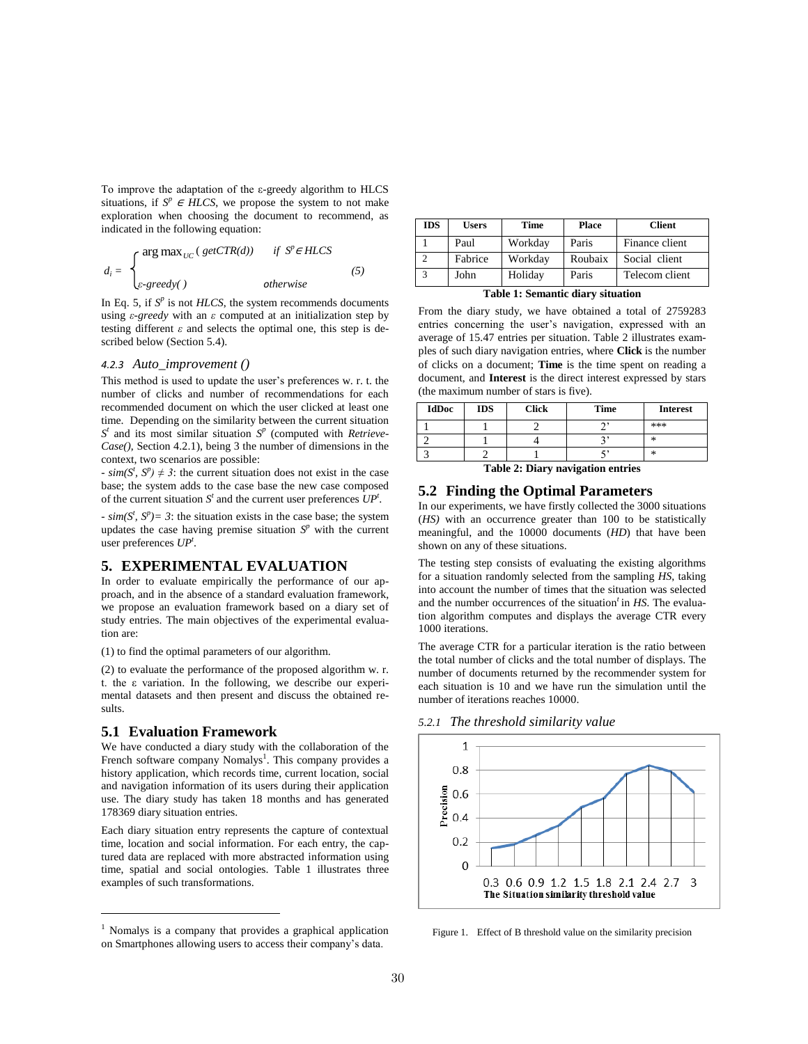To improve the adaptation of the ε-greedy algorithm to HLCS situations, if $S^p \in HLCS$, we propose the system to not make exploration when choosing the document to recommend, as indicated in the following equation:

$$d_i = \begin{cases} \arg\max_{UC}(\, getCTR(d)) & \text{if } S^p \in HLCS \\ \varepsilon\text{-}greedy(\,) & \text{otherwise} \end{cases} \quad (5)$$

In Eq. 5, if $S^p$ is not *HLCS*, the system recommends documents using *ε-greedy* with an *ε* computed at an initialization step by testing different *ε* and selects the optimal one, this step is described below (Section 5.4).

#### 4.2.3 *Auto_improvement ()*

This method is used to update the user's preferences w. r. t. the number of clicks and number of recommendations for each recommended document on which the user clicked at least one time. Depending on the similarity between the current situation $S^t$ and its most similar situation $S^p$ (computed with *Retrieve-Case()*, Section 4.2.1), being 3 the number of dimensions in the context, two scenarios are possible:

- $sim(S^t, S^p) \neq 3$: the current situation does not exist in the case base; the system adds to the case base the new case composed of the current situation $S^t$ and the current user preferences $UP^t$.

- $sim(S^t, S^p) = 3$: the situation exists in the case base; the system updates the case having premise situation $S^p$ with the current user preferences $UP^t$.

## 5. EXPERIMENTAL EVALUATION

In order to evaluate empirically the performance of our approach, and in the absence of a standard evaluation framework, we propose an evaluation framework based on a diary set of study entries. The main objectives of the experimental evaluation are:

(1) to find the optimal parameters of our algorithm.

(2) to evaluate the performance of the proposed algorithm w. r. t. the ε variation. In the following, we describe our experimental datasets and then present and discuss the obtained results.

### 5.1 Evaluation Framework

We have conducted a diary study with the collaboration of the French software company Nomalys[1]. This company provides a history application, which records time, current location, social and navigation information of its users during their application use. The diary study has taken 18 months and has generated 178369 diary situation entries.

Each diary situation entry represents the capture of contextual time, location and social information. For each entry, the captured data are replaced with more abstracted information using time, spatial and social ontologies. Table 1 illustrates three examples of such transformations.

| IDS | Users | Time | Place | Client |
|---|---|---|---|---|
| 1 | Paul | Workday | Paris | Finance client |
| 2 | Fabrice | Workday | Roubaix | Social client |
| 3 | John | Holiday | Paris | Telecom client |

**Table 1: Semantic diary situation**

From the diary study, we have obtained a total of 2759283 entries concerning the user's navigation, expressed with an average of 15.47 entries per situation. Table 2 illustrates examples of such diary navigation entries, where **Click** is the number of clicks on a document; **Time** is the time spent on reading a document, and **Interest** is the direct interest expressed by stars (the maximum number of stars is five).

| IdDoc | IDS | Click | Time | Interest |
|---|---|---|---|---|
| 1 | 1 | 2 | 2' | *** |
| 2 | 1 | 4 | 3' | * |
| 3 | 2 | 1 | 5' | * |

**Table 2: Diary navigation entries**

### 5.2 Finding the Optimal Parameters

In our experiments, we have firstly collected the 3000 situations (*HS*) with an occurrence greater than 100 to be statistically meaningful, and the 10000 documents (*HD*) that have been shown on any of these situations.

The testing step consists of evaluating the existing algorithms for a situation randomly selected from the sampling *HS*, taking into account the number of times that the situation was selected and the number occurrences of the situation$^t$ in *HS*. The evaluation algorithm computes and displays the average CTR every 1000 iterations.

The average CTR for a particular iteration is the ratio between the total number of clicks and the total number of displays. The number of documents returned by the recommender system for each situation is 10 and we have run the simulation until the number of iterations reaches 10000.

#### 5.2.1 *The threshold similarity value*

Precision

1
0.8
0.6
0.4
0.2
0

0.3 0.6 0.9 1.2 1.5 1.8 2.1 2.4 2.7 3

The Situation similarity threshold value

Figure 1. Effect of B threshold value on the similarity precision

[1] Nomalys is a company that provides a graphical application on Smartphones allowing users to access their company's data.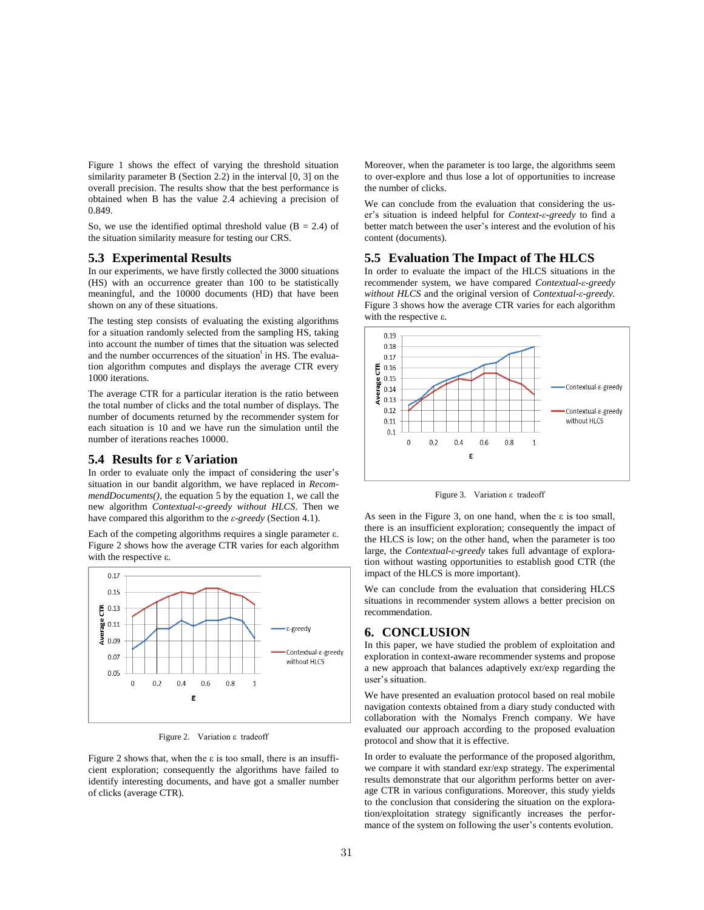Figure 1 shows the effect of varying the threshold situation similarity parameter B (Section 2.2) in the interval [0, 3] on the overall precision. The results show that the best performance is obtained when B has the value 2.4 achieving a precision of 0.849.

So, we use the identified optimal threshold value (B = 2.4) of the situation similarity measure for testing our CRS.

## 5.3 Experimental Results

In our experiments, we have firstly collected the 3000 situations (HS) with an occurrence greater than 100 to be statistically meaningful, and the 10000 documents (HD) that have been shown on any of these situations.

The testing step consists of evaluating the existing algorithms for a situation randomly selected from the sampling HS, taking into account the number of times that the situation was selected and the number occurrences of the situation[t] in HS. The evaluation algorithm computes and displays the average CTR every 1000 iterations.

The average CTR for a particular iteration is the ratio between the total number of clicks and the total number of displays. The number of documents returned by the recommender system for each situation is 10 and we have run the simulation until the number of iterations reaches 10000.

## 5.4 Results for ε Variation

In order to evaluate only the impact of considering the user's situation in our bandit algorithm, we have replaced in *RecommendDocuments()*, the equation 5 by the equation 1, we call the new algorithm *Contextual-ε-greedy without HLCS*. Then we have compared this algorithm to the *ε-greedy* (Section 4.1).

Each of the competing algorithms requires a single parameter ε. Figure 2 shows how the average CTR varies for each algorithm with the respective ε.

Figure 2. Variation ε tradeoff

Figure 2 shows that, when the ε is too small, there is an insufficient exploration; consequently the algorithms have failed to identify interesting documents, and have got a smaller number of clicks (average CTR).

Moreover, when the parameter is too large, the algorithms seem to over-explore and thus lose a lot of opportunities to increase the number of clicks.

We can conclude from the evaluation that considering the user's situation is indeed helpful for *Context-ε-greedy* to find a better match between the user's interest and the evolution of his content (documents).

## 5.5 Evaluation The Impact of The HLCS

In order to evaluate the impact of the HLCS situations in the recommender system, we have compared *Contextual-ε-greedy without HLCS* and the original version of *Contextual-ε-greedy*. Figure 3 shows how the average CTR varies for each algorithm with the respective ε.

Figure 3. Variation ε tradeoff

As seen in the Figure 3, on one hand, when the ε is too small, there is an insufficient exploration; consequently the impact of the HLCS is low; on the other hand, when the parameter is too large, the *Contextual-ε-greedy* takes full advantage of exploration without wasting opportunities to establish good CTR (the impact of the HLCS is more important).

We can conclude from the evaluation that considering HLCS situations in recommender system allows a better precision on recommendation.

# 6. CONCLUSION

In this paper, we have studied the problem of exploitation and exploration in context-aware recommender systems and propose a new approach that balances adaptively exr/exp regarding the user's situation.

We have presented an evaluation protocol based on real mobile navigation contexts obtained from a diary study conducted with collaboration with the Nomalys French company. We have evaluated our approach according to the proposed evaluation protocol and show that it is effective.

In order to evaluate the performance of the proposed algorithm, we compare it with standard exr/exp strategy. The experimental results demonstrate that our algorithm performs better on average CTR in various configurations. Moreover, this study yields to the conclusion that considering the situation on the exploration/exploitation strategy significantly increases the performance of the system on following the user's contents evolution.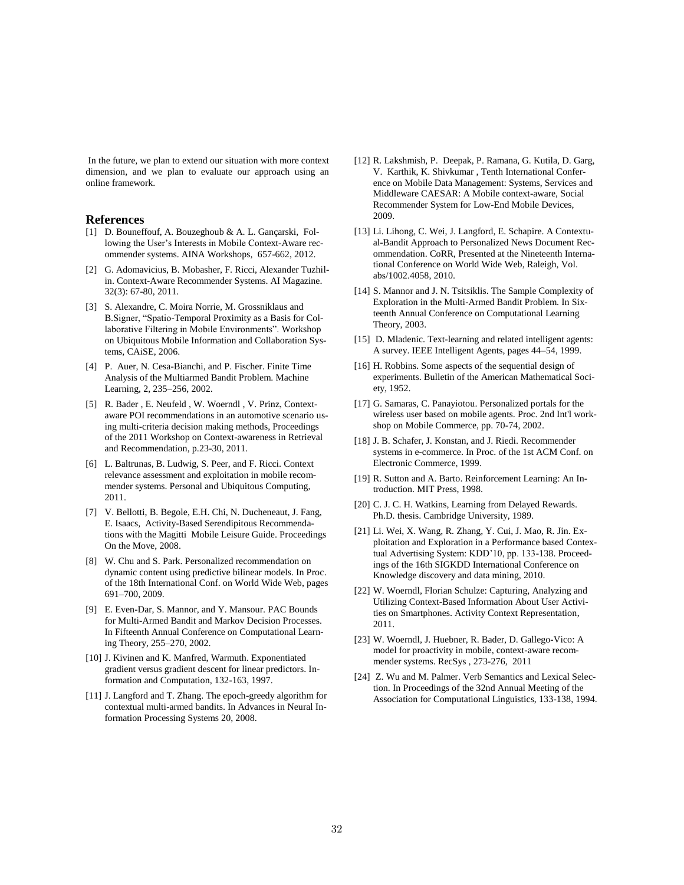In the future, we plan to extend our situation with more context dimension, and we plan to evaluate our approach using an online framework.

## References

[1] D. Bouneffouf, A. Bouzeghoub & A. L. Gançarski, Following the User's Interests in Mobile Context-Aware recommender systems. AINA Workshops, 657-662, 2012.

[2] G. Adomavicius, B. Mobasher, F. Ricci, Alexander Tuzhilin. Context-Aware Recommender Systems. AI Magazine. 32(3): 67-80, 2011.

[3] S. Alexandre, C. Moira Norrie, M. Grossniklaus and B.Signer, "Spatio-Temporal Proximity as a Basis for Collaborative Filtering in Mobile Environments". Workshop on Ubiquitous Mobile Information and Collaboration Systems, CAiSE, 2006.

[4] P. Auer, N. Cesa-Bianchi, and P. Fischer. Finite Time Analysis of the Multiarmed Bandit Problem. Machine Learning, 2, 235–256, 2002.

[5] R. Bader , E. Neufeld , W. Woerndl , V. Prinz, Context-aware POI recommendations in an automotive scenario using multi-criteria decision making methods, Proceedings of the 2011 Workshop on Context-awareness in Retrieval and Recommendation, p.23-30, 2011.

[6] L. Baltrunas, B. Ludwig, S. Peer, and F. Ricci. Context relevance assessment and exploitation in mobile recommender systems. Personal and Ubiquitous Computing, 2011.

[7] V. Bellotti, B. Begole, E.H. Chi, N. Ducheneaut, J. Fang, E. Isaacs, Activity-Based Serendipitous Recommendations with the Magitti Mobile Leisure Guide. Proceedings On the Move, 2008.

[8] W. Chu and S. Park. Personalized recommendation on dynamic content using predictive bilinear models. In Proc. of the 18th International Conf. on World Wide Web, pages 691–700, 2009.

[9] E. Even-Dar, S. Mannor, and Y. Mansour. PAC Bounds for Multi-Armed Bandit and Markov Decision Processes. In Fifteenth Annual Conference on Computational Learning Theory, 255–270, 2002.

[10] J. Kivinen and K. Manfred, Warmuth. Exponentiated gradient versus gradient descent for linear predictors. Information and Computation, 132-163, 1997.

[11] J. Langford and T. Zhang. The epoch-greedy algorithm for contextual multi-armed bandits. In Advances in Neural Information Processing Systems 20, 2008.

[12] R. Lakshmish, P. Deepak, P. Ramana, G. Kutila, D. Garg, V. Karthik, K. Shivkumar , Tenth International Conference on Mobile Data Management: Systems, Services and Middleware CAESAR: A Mobile context-aware, Social Recommender System for Low-End Mobile Devices, 2009.

[13] Li. Lihong, C. Wei, J. Langford, E. Schapire. A Contextual-Bandit Approach to Personalized News Document Recommendation. CoRR, Presented at the Nineteenth International Conference on World Wide Web, Raleigh, Vol. abs/1002.4058, 2010.

[14] S. Mannor and J. N. Tsitsiklis. The Sample Complexity of Exploration in the Multi-Armed Bandit Problem. In Sixteenth Annual Conference on Computational Learning Theory, 2003.

[15] D. Mladenic. Text-learning and related intelligent agents: A survey. IEEE Intelligent Agents, pages 44–54, 1999.

[16] H. Robbins. Some aspects of the sequential design of experiments. Bulletin of the American Mathematical Society, 1952.

[17] G. Samaras, C. Panayiotou. Personalized portals for the wireless user based on mobile agents. Proc. 2nd Int'l workshop on Mobile Commerce, pp. 70-74, 2002.

[18] J. B. Schafer, J. Konstan, and J. Riedi. Recommender systems in e-commerce. In Proc. of the 1st ACM Conf. on Electronic Commerce, 1999.

[19] R. Sutton and A. Barto. Reinforcement Learning: An Introduction. MIT Press, 1998.

[20] C. J. C. H. Watkins, Learning from Delayed Rewards. Ph.D. thesis. Cambridge University, 1989.

[21] Li. Wei, X. Wang, R. Zhang, Y. Cui, J. Mao, R. Jin. Exploitation and Exploration in a Performance based Contextual Advertising System: KDD'10, pp. 133-138. Proceedings of the 16th SIGKDD International Conference on Knowledge discovery and data mining, 2010.

[22] W. Woerndl, Florian Schulze: Capturing, Analyzing and Utilizing Context-Based Information About User Activities on Smartphones. Activity Context Representation, 2011.

[23] W. Woerndl, J. Huebner, R. Bader, D. Gallego-Vico: A model for proactivity in mobile, context-aware recommender systems. RecSys , 273-276, 2011

[24] Z. Wu and M. Palmer. Verb Semantics and Lexical Selection. In Proceedings of the 32nd Annual Meeting of the Association for Computational Linguistics, 133-138, 1994.